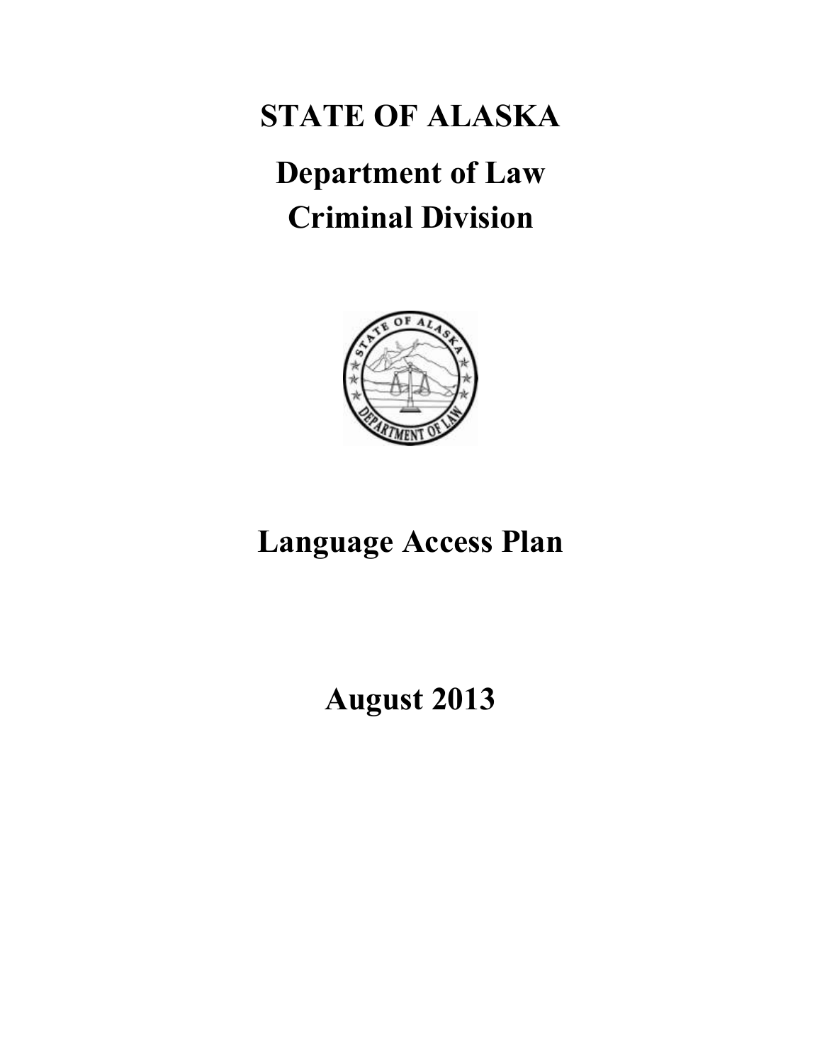# STATE OF ALASKA

# Department of Law
# Criminal Division

# Language Access Plan

# August 2013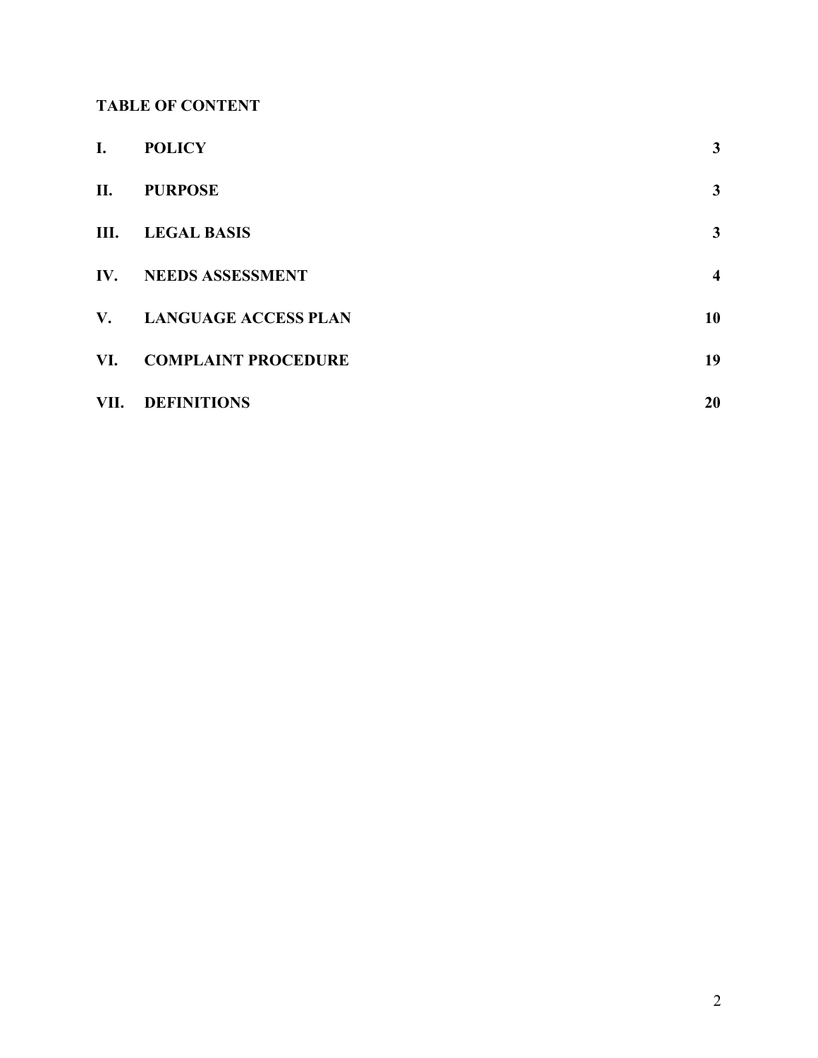## TABLE OF CONTENT

| | | |
|---|---|---|
| **I.** | **POLICY** | **3** |
| **II.** | **PURPOSE** | **3** |
| **III.** | **LEGAL BASIS** | **3** |
| **IV.** | **NEEDS ASSESSMENT** | **4** |
| **V.** | **LANGUAGE ACCESS PLAN** | **10** |
| **VI.** | **COMPLAINT PROCEDURE** | **19** |
| **VII.** | **DEFINITIONS** | **20** |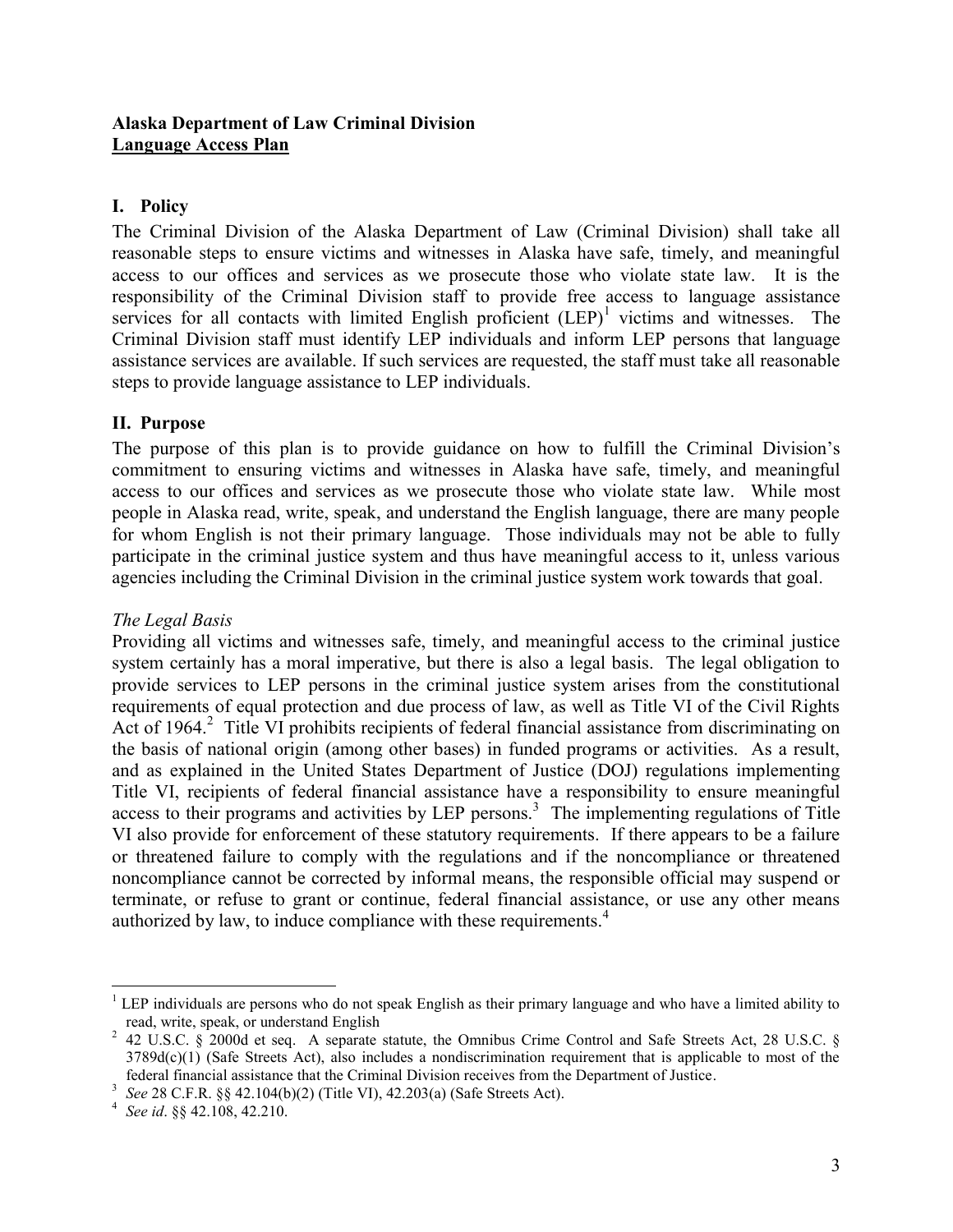**Alaska Department of Law Criminal Division**
**Language Access Plan**

## I. Policy

The Criminal Division of the Alaska Department of Law (Criminal Division) shall take all reasonable steps to ensure victims and witnesses in Alaska have safe, timely, and meaningful access to our offices and services as we prosecute those who violate state law. It is the responsibility of the Criminal Division staff to provide free access to language assistance services for all contacts with limited English proficient (LEP)[1] victims and witnesses. The Criminal Division staff must identify LEP individuals and inform LEP persons that language assistance services are available. If such services are requested, the staff must take all reasonable steps to provide language assistance to LEP individuals.

## II. Purpose

The purpose of this plan is to provide guidance on how to fulfill the Criminal Division's commitment to ensuring victims and witnesses in Alaska have safe, timely, and meaningful access to our offices and services as we prosecute those who violate state law. While most people in Alaska read, write, speak, and understand the English language, there are many people for whom English is not their primary language. Those individuals may not be able to fully participate in the criminal justice system and thus have meaningful access to it, unless various agencies including the Criminal Division in the criminal justice system work towards that goal.

*The Legal Basis*

Providing all victims and witnesses safe, timely, and meaningful access to the criminal justice system certainly has a moral imperative, but there is also a legal basis. The legal obligation to provide services to LEP persons in the criminal justice system arises from the constitutional requirements of equal protection and due process of law, as well as Title VI of the Civil Rights Act of 1964.[2] Title VI prohibits recipients of federal financial assistance from discriminating on the basis of national origin (among other bases) in funded programs or activities. As a result, and as explained in the United States Department of Justice (DOJ) regulations implementing Title VI, recipients of federal financial assistance have a responsibility to ensure meaningful access to their programs and activities by LEP persons.[3] The implementing regulations of Title VI also provide for enforcement of these statutory requirements. If there appears to be a failure or threatened failure to comply with the regulations and if the noncompliance or threatened noncompliance cannot be corrected by informal means, the responsible official may suspend or terminate, or refuse to grant or continue, federal financial assistance, or use any other means authorized by law, to induce compliance with these requirements.[4]

---

[1] LEP individuals are persons who do not speak English as their primary language and who have a limited ability to read, write, speak, or understand English

[2] 42 U.S.C. § 2000d et seq. A separate statute, the Omnibus Crime Control and Safe Streets Act, 28 U.S.C. § 3789d(c)(1) (Safe Streets Act), also includes a nondiscrimination requirement that is applicable to most of the federal financial assistance that the Criminal Division receives from the Department of Justice.

[3] *See* 28 C.F.R. §§ 42.104(b)(2) (Title VI), 42.203(a) (Safe Streets Act).

[4] *See id*. §§ 42.108, 42.210.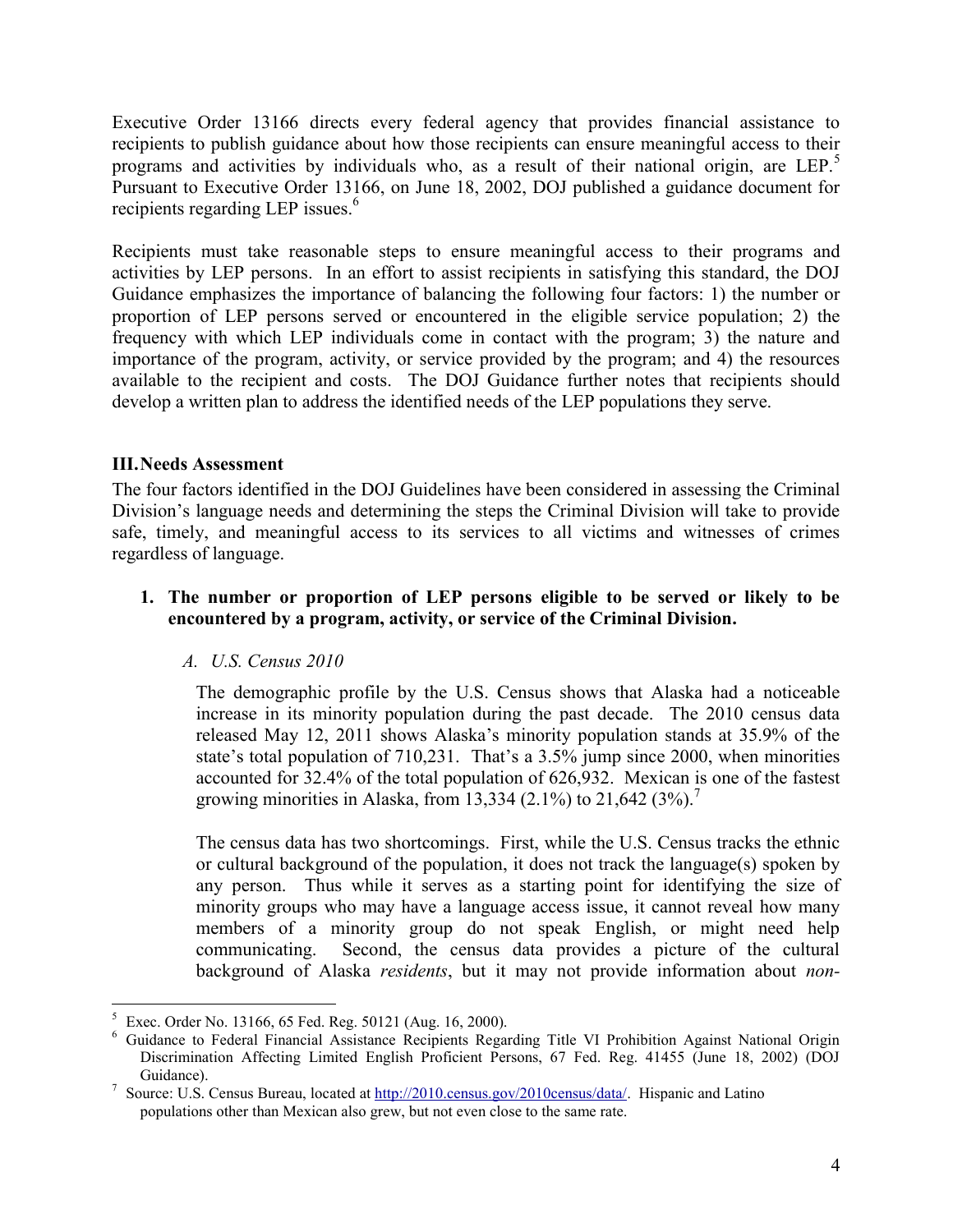Executive Order 13166 directs every federal agency that provides financial assistance to recipients to publish guidance about how those recipients can ensure meaningful access to their programs and activities by individuals who, as a result of their national origin, are LEP.[5] Pursuant to Executive Order 13166, on June 18, 2002, DOJ published a guidance document for recipients regarding LEP issues.[6]

Recipients must take reasonable steps to ensure meaningful access to their programs and activities by LEP persons. In an effort to assist recipients in satisfying this standard, the DOJ Guidance emphasizes the importance of balancing the following four factors: 1) the number or proportion of LEP persons served or encountered in the eligible service population; 2) the frequency with which LEP individuals come in contact with the program; 3) the nature and importance of the program, activity, or service provided by the program; and 4) the resources available to the recipient and costs. The DOJ Guidance further notes that recipients should develop a written plan to address the identified needs of the LEP populations they serve.

## III. Needs Assessment

The four factors identified in the DOJ Guidelines have been considered in assessing the Criminal Division's language needs and determining the steps the Criminal Division will take to provide safe, timely, and meaningful access to its services to all victims and witnesses of crimes regardless of language.

### 1. The number or proportion of LEP persons eligible to be served or likely to be encountered by a program, activity, or service of the Criminal Division.

#### *A. U.S. Census 2010*

The demographic profile by the U.S. Census shows that Alaska had a noticeable increase in its minority population during the past decade. The 2010 census data released May 12, 2011 shows Alaska's minority population stands at 35.9% of the state's total population of 710,231. That's a 3.5% jump since 2000, when minorities accounted for 32.4% of the total population of 626,932. Mexican is one of the fastest growing minorities in Alaska, from 13,334 (2.1%) to 21,642 (3%).[7]

The census data has two shortcomings. First, while the U.S. Census tracks the ethnic or cultural background of the population, it does not track the language(s) spoken by any person. Thus while it serves as a starting point for identifying the size of minority groups who may have a language access issue, it cannot reveal how many members of a minority group do not speak English, or might need help communicating. Second, the census data provides a picture of the cultural background of Alaska *residents*, but it may not provide information about *non-*

---

[5] Exec. Order No. 13166, 65 Fed. Reg. 50121 (Aug. 16, 2000).

[6] Guidance to Federal Financial Assistance Recipients Regarding Title VI Prohibition Against National Origin Discrimination Affecting Limited English Proficient Persons, 67 Fed. Reg. 41455 (June 18, 2002) (DOJ Guidance).

[7] Source: U.S. Census Bureau, located at http://2010.census.gov/2010census/data/. Hispanic and Latino populations other than Mexican also grew, but not even close to the same rate.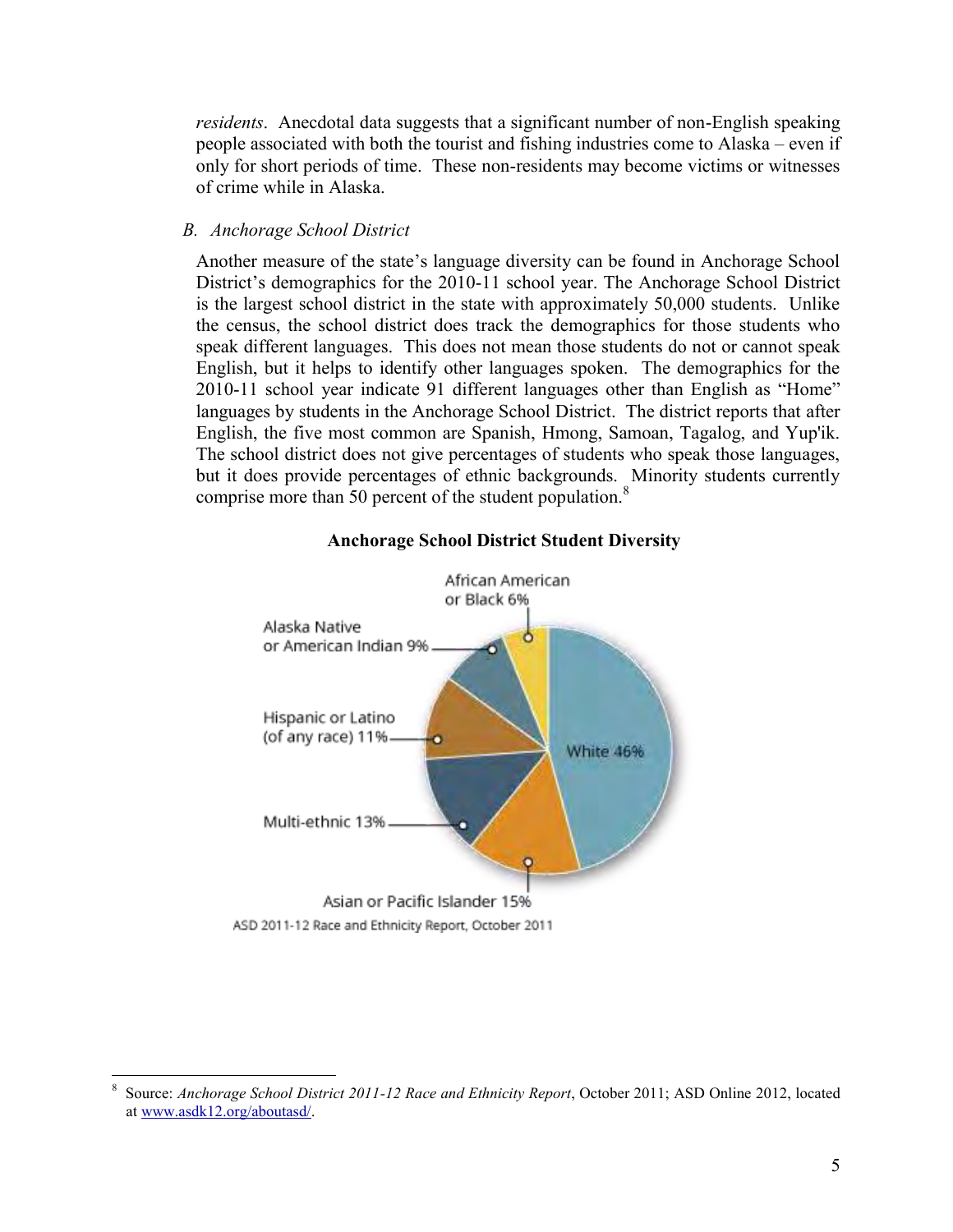*residents*. Anecdotal data suggests that a significant number of non-English speaking people associated with both the tourist and fishing industries come to Alaska – even if only for short periods of time. These non-residents may become victims or witnesses of crime while in Alaska.

*B. Anchorage School District*

Another measure of the state's language diversity can be found in Anchorage School District's demographics for the 2010-11 school year. The Anchorage School District is the largest school district in the state with approximately 50,000 students. Unlike the census, the school district does track the demographics for those students who speak different languages. This does not mean those students do not or cannot speak English, but it helps to identify other languages spoken. The demographics for the 2010-11 school year indicate 91 different languages other than English as "Home" languages by students in the Anchorage School District. The district reports that after English, the five most common are Spanish, Hmong, Samoan, Tagalog, and Yup'ik. The school district does not give percentages of students who speak those languages, but it does provide percentages of ethnic backgrounds. Minority students currently comprise more than 50 percent of the student population.[8]

**Anchorage School District Student Diversity**

African American or Black 6%

Alaska Native or American Indian 9%

Hispanic or Latino (of any race) 11%

White 46%

Multi-ethnic 13%

Asian or Pacific Islander 15%

ASD 2011-12 Race and Ethnicity Report, October 2011

---

[8] Source: *Anchorage School District 2011-12 Race and Ethnicity Report*, October 2011; ASD Online 2012, located at www.asdk12.org/aboutasd/.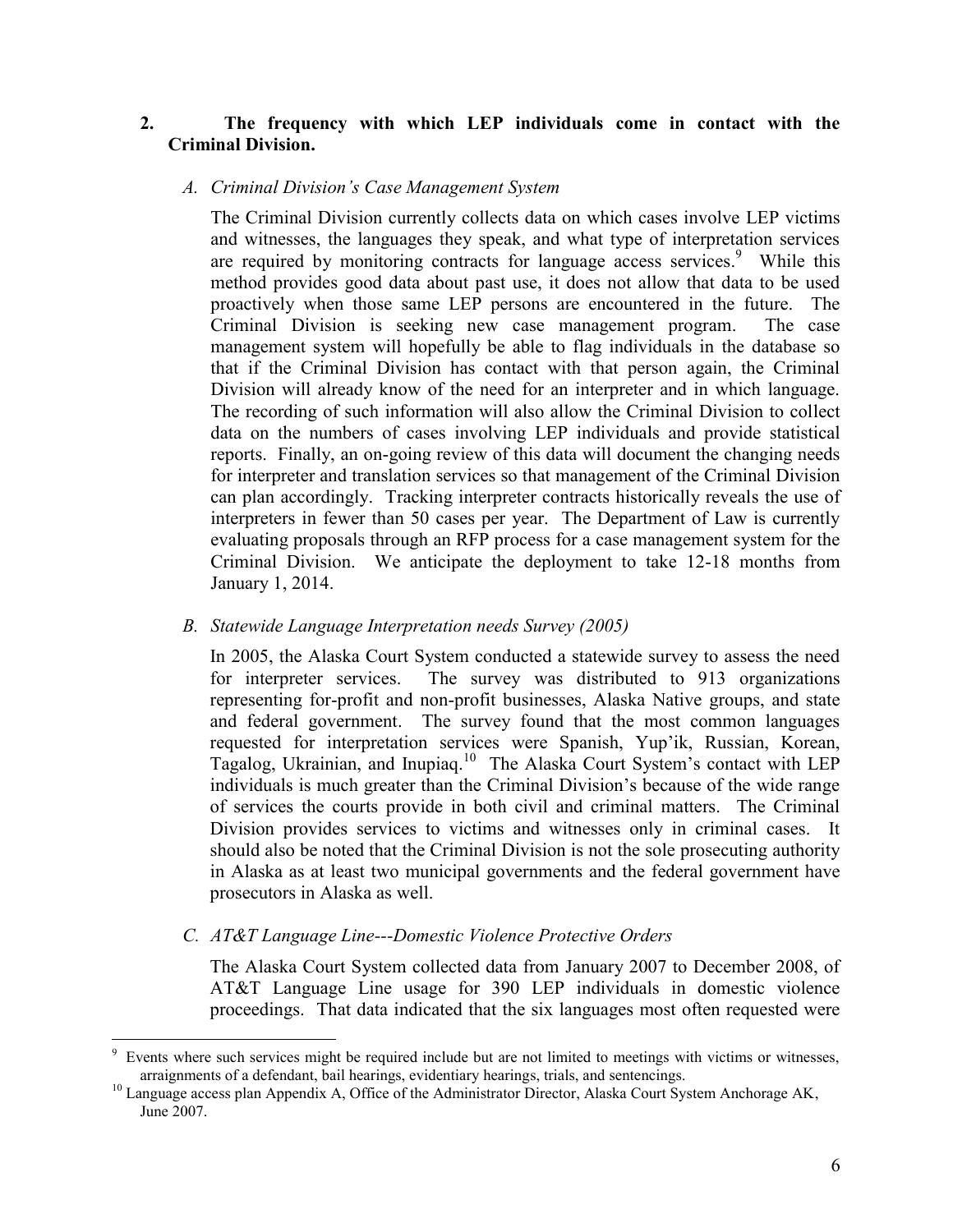## 2. The frequency with which LEP individuals come in contact with the Criminal Division.

### *A. Criminal Division's Case Management System*

The Criminal Division currently collects data on which cases involve LEP victims and witnesses, the languages they speak, and what type of interpretation services are required by monitoring contracts for language access services.[9] While this method provides good data about past use, it does not allow that data to be used proactively when those same LEP persons are encountered in the future. The Criminal Division is seeking new case management program. The case management system will hopefully be able to flag individuals in the database so that if the Criminal Division has contact with that person again, the Criminal Division will already know of the need for an interpreter and in which language. The recording of such information will also allow the Criminal Division to collect data on the numbers of cases involving LEP individuals and provide statistical reports. Finally, an on-going review of this data will document the changing needs for interpreter and translation services so that management of the Criminal Division can plan accordingly. Tracking interpreter contracts historically reveals the use of interpreters in fewer than 50 cases per year. The Department of Law is currently evaluating proposals through an RFP process for a case management system for the Criminal Division. We anticipate the deployment to take 12-18 months from January 1, 2014.

### *B. Statewide Language Interpretation needs Survey (2005)*

In 2005, the Alaska Court System conducted a statewide survey to assess the need for interpreter services. The survey was distributed to 913 organizations representing for-profit and non-profit businesses, Alaska Native groups, and state and federal government. The survey found that the most common languages requested for interpretation services were Spanish, Yup'ik, Russian, Korean, Tagalog, Ukrainian, and Inupiaq.[10] The Alaska Court System's contact with LEP individuals is much greater than the Criminal Division's because of the wide range of services the courts provide in both civil and criminal matters. The Criminal Division provides services to victims and witnesses only in criminal cases. It should also be noted that the Criminal Division is not the sole prosecuting authority in Alaska as at least two municipal governments and the federal government have prosecutors in Alaska as well.

### *C. AT&T Language Line---Domestic Violence Protective Orders*

The Alaska Court System collected data from January 2007 to December 2008, of AT&T Language Line usage for 390 LEP individuals in domestic violence proceedings. That data indicated that the six languages most often requested were

---

[9] Events where such services might be required include but are not limited to meetings with victims or witnesses, arraignments of a defendant, bail hearings, evidentiary hearings, trials, and sentencings.

[10] Language access plan Appendix A, Office of the Administrator Director, Alaska Court System Anchorage AK, June 2007.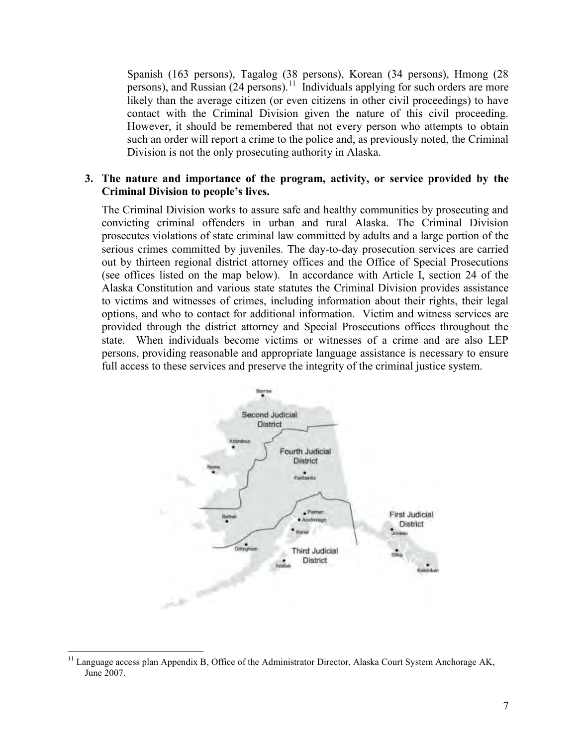Spanish (163 persons), Tagalog (38 persons), Korean (34 persons), Hmong (28 persons), and Russian (24 persons).[11] Individuals applying for such orders are more likely than the average citizen (or even citizens in other civil proceedings) to have contact with the Criminal Division given the nature of this civil proceeding. However, it should be remembered that not every person who attempts to obtain such an order will report a crime to the police and, as previously noted, the Criminal Division is not the only prosecuting authority in Alaska.

**3. The nature and importance of the program, activity, or service provided by the Criminal Division to people's lives.**

The Criminal Division works to assure safe and healthy communities by prosecuting and convicting criminal offenders in urban and rural Alaska. The Criminal Division prosecutes violations of state criminal law committed by adults and a large portion of the serious crimes committed by juveniles. The day-to-day prosecution services are carried out by thirteen regional district attorney offices and the Office of Special Prosecutions (see offices listed on the map below). In accordance with Article I, section 24 of the Alaska Constitution and various state statutes the Criminal Division provides assistance to victims and witnesses of crimes, including information about their rights, their legal options, and who to contact for additional information. Victim and witness services are provided through the district attorney and Special Prosecutions offices throughout the state. When individuals become victims or witnesses of a crime and are also LEP persons, providing reasonable and appropriate language assistance is necessary to ensure full access to these services and preserve the integrity of the criminal justice system.

Barrow

Second Judicial District

Kotzebue

Fourth Judicial District

Nome

Fairbanks

Bethel

Palmer

Anchorage

Kenai

First Judicial District

Juneau

Dillingham

Third Judicial District

Kodiak

Sitka

Ketchikan

[11] Language access plan Appendix B, Office of the Administrator Director, Alaska Court System Anchorage AK, June 2007.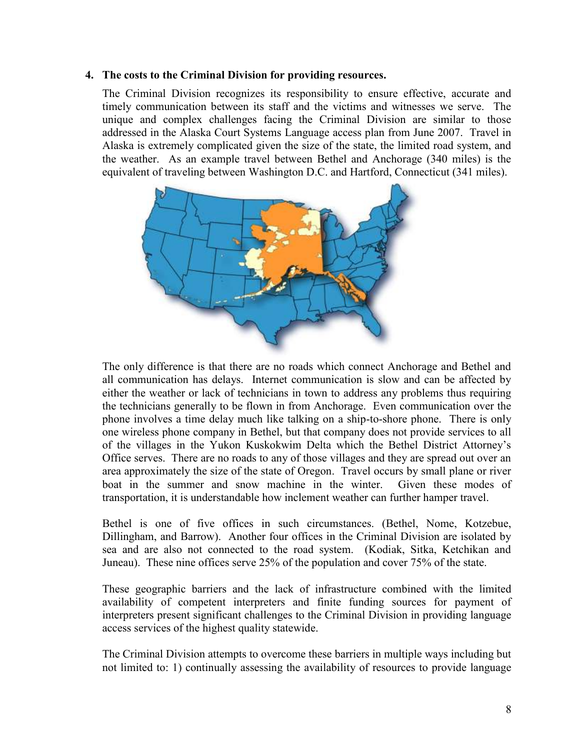## 4. The costs to the Criminal Division for providing resources.

The Criminal Division recognizes its responsibility to ensure effective, accurate and timely communication between its staff and the victims and witnesses we serve. The unique and complex challenges facing the Criminal Division are similar to those addressed in the Alaska Court Systems Language access plan from June 2007. Travel in Alaska is extremely complicated given the size of the state, the limited road system, and the weather. As an example travel between Bethel and Anchorage (340 miles) is the equivalent of traveling between Washington D.C. and Hartford, Connecticut (341 miles).

The only difference is that there are no roads which connect Anchorage and Bethel and all communication has delays. Internet communication is slow and can be affected by either the weather or lack of technicians in town to address any problems thus requiring the technicians generally to be flown in from Anchorage. Even communication over the phone involves a time delay much like talking on a ship-to-shore phone. There is only one wireless phone company in Bethel, but that company does not provide services to all of the villages in the Yukon Kuskokwim Delta which the Bethel District Attorney's Office serves. There are no roads to any of those villages and they are spread out over an area approximately the size of the state of Oregon. Travel occurs by small plane or river boat in the summer and snow machine in the winter. Given these modes of transportation, it is understandable how inclement weather can further hamper travel.

Bethel is one of five offices in such circumstances. (Bethel, Nome, Kotzebue, Dillingham, and Barrow). Another four offices in the Criminal Division are isolated by sea and are also not connected to the road system. (Kodiak, Sitka, Ketchikan and Juneau). These nine offices serve 25% of the population and cover 75% of the state.

These geographic barriers and the lack of infrastructure combined with the limited availability of competent interpreters and finite funding sources for payment of interpreters present significant challenges to the Criminal Division in providing language access services of the highest quality statewide.

The Criminal Division attempts to overcome these barriers in multiple ways including but not limited to: 1) continually assessing the availability of resources to provide language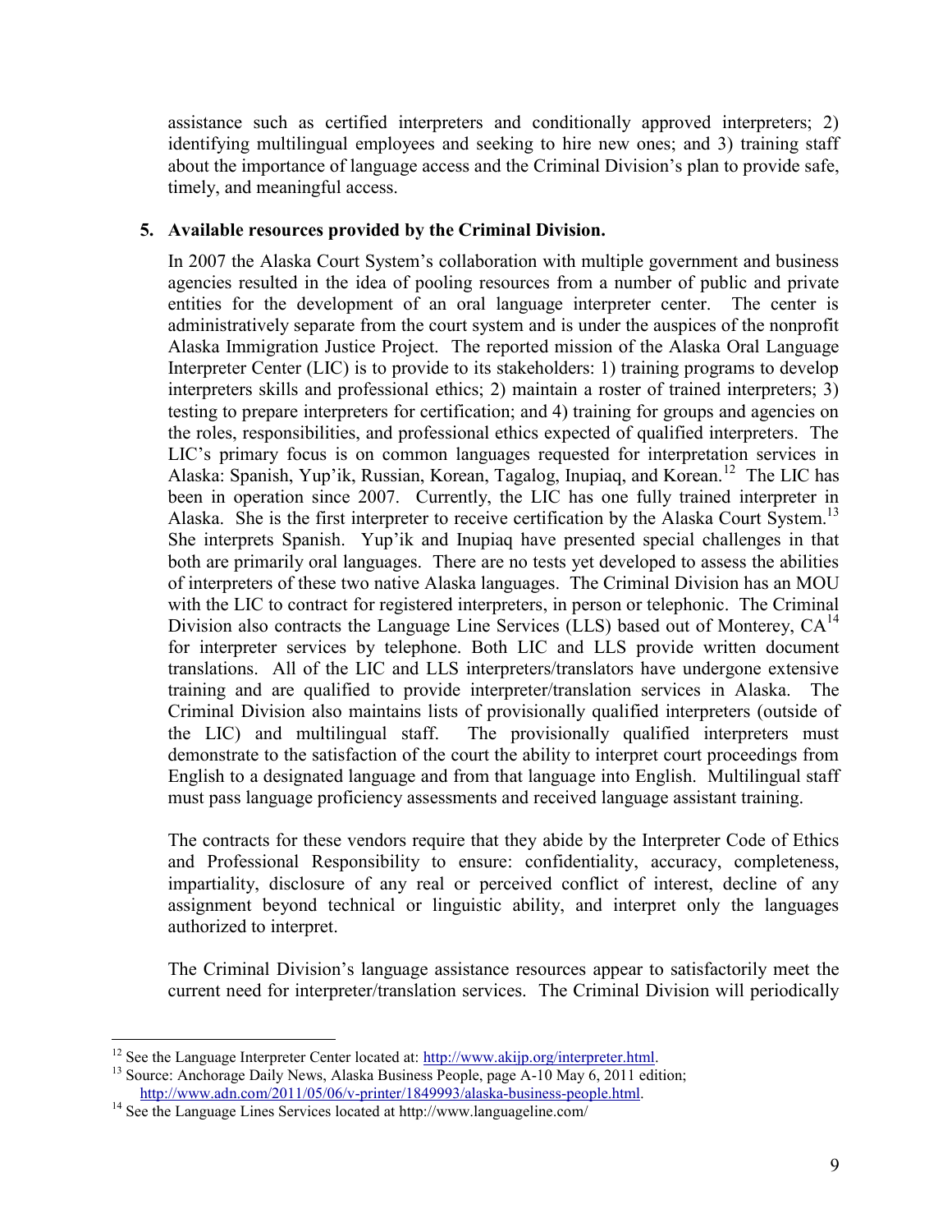assistance such as certified interpreters and conditionally approved interpreters; 2) identifying multilingual employees and seeking to hire new ones; and 3) training staff about the importance of language access and the Criminal Division's plan to provide safe, timely, and meaningful access.

5. **Available resources provided by the Criminal Division.**

In 2007 the Alaska Court System's collaboration with multiple government and business agencies resulted in the idea of pooling resources from a number of public and private entities for the development of an oral language interpreter center. The center is administratively separate from the court system and is under the auspices of the nonprofit Alaska Immigration Justice Project. The reported mission of the Alaska Oral Language Interpreter Center (LIC) is to provide to its stakeholders: 1) training programs to develop interpreters skills and professional ethics; 2) maintain a roster of trained interpreters; 3) testing to prepare interpreters for certification; and 4) training for groups and agencies on the roles, responsibilities, and professional ethics expected of qualified interpreters. The LIC's primary focus is on common languages requested for interpretation services in Alaska: Spanish, Yup'ik, Russian, Korean, Tagalog, Inupiaq, and Korean.[12] The LIC has been in operation since 2007. Currently, the LIC has one fully trained interpreter in Alaska. She is the first interpreter to receive certification by the Alaska Court System.[13] She interprets Spanish. Yup'ik and Inupiaq have presented special challenges in that both are primarily oral languages. There are no tests yet developed to assess the abilities of interpreters of these two native Alaska languages. The Criminal Division has an MOU with the LIC to contract for registered interpreters, in person or telephonic. The Criminal Division also contracts the Language Line Services (LLS) based out of Monterey, CA[14] for interpreter services by telephone. Both LIC and LLS provide written document translations. All of the LIC and LLS interpreters/translators have undergone extensive training and are qualified to provide interpreter/translation services in Alaska. The Criminal Division also maintains lists of provisionally qualified interpreters (outside of the LIC) and multilingual staff. The provisionally qualified interpreters must demonstrate to the satisfaction of the court the ability to interpret court proceedings from English to a designated language and from that language into English. Multilingual staff must pass language proficiency assessments and received language assistant training.

The contracts for these vendors require that they abide by the Interpreter Code of Ethics and Professional Responsibility to ensure: confidentiality, accuracy, completeness, impartiality, disclosure of any real or perceived conflict of interest, decline of any assignment beyond technical or linguistic ability, and interpret only the languages authorized to interpret.

The Criminal Division's language assistance resources appear to satisfactorily meet the current need for interpreter/translation services. The Criminal Division will periodically

---

[12] See the Language Interpreter Center located at: http://www.akijp.org/interpreter.html.

[13] Source: Anchorage Daily News, Alaska Business People, page A-10 May 6, 2011 edition; http://www.adn.com/2011/05/06/v-printer/1849993/alaska-business-people.html.

[14] See the Language Lines Services located at http://www.languageline.com/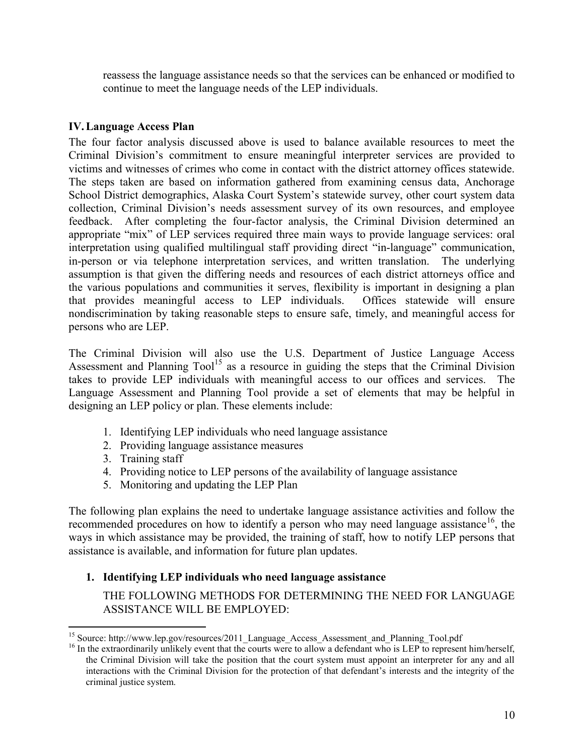reassess the language assistance needs so that the services can be enhanced or modified to continue to meet the language needs of the LEP individuals.

## IV. Language Access Plan

The four factor analysis discussed above is used to balance available resources to meet the Criminal Division's commitment to ensure meaningful interpreter services are provided to victims and witnesses of crimes who come in contact with the district attorney offices statewide. The steps taken are based on information gathered from examining census data, Anchorage School District demographics, Alaska Court System's statewide survey, other court system data collection, Criminal Division's needs assessment survey of its own resources, and employee feedback. After completing the four-factor analysis, the Criminal Division determined an appropriate "mix" of LEP services required three main ways to provide language services: oral interpretation using qualified multilingual staff providing direct "in-language" communication, in-person or via telephone interpretation services, and written translation. The underlying assumption is that given the differing needs and resources of each district attorneys office and the various populations and communities it serves, flexibility is important in designing a plan that provides meaningful access to LEP individuals. Offices statewide will ensure nondiscrimination by taking reasonable steps to ensure safe, timely, and meaningful access for persons who are LEP.

The Criminal Division will also use the U.S. Department of Justice Language Access Assessment and Planning Tool[15] as a resource in guiding the steps that the Criminal Division takes to provide LEP individuals with meaningful access to our offices and services. The Language Assessment and Planning Tool provide a set of elements that may be helpful in designing an LEP policy or plan. These elements include:

1. Identifying LEP individuals who need language assistance
2. Providing language assistance measures
3. Training staff
4. Providing notice to LEP persons of the availability of language assistance
5. Monitoring and updating the LEP Plan

The following plan explains the need to undertake language assistance activities and follow the recommended procedures on how to identify a person who may need language assistance[16], the ways in which assistance may be provided, the training of staff, how to notify LEP persons that assistance is available, and information for future plan updates.

### 1. Identifying LEP individuals who need language assistance

THE FOLLOWING METHODS FOR DETERMINING THE NEED FOR LANGUAGE ASSISTANCE WILL BE EMPLOYED:

---

[15] Source: http://www.lep.gov/resources/2011_Language_Access_Assessment_and_Planning_Tool.pdf

[16] In the extraordinarily unlikely event that the courts were to allow a defendant who is LEP to represent him/herself, the Criminal Division will take the position that the court system must appoint an interpreter for any and all interactions with the Criminal Division for the protection of that defendant's interests and the integrity of the criminal justice system.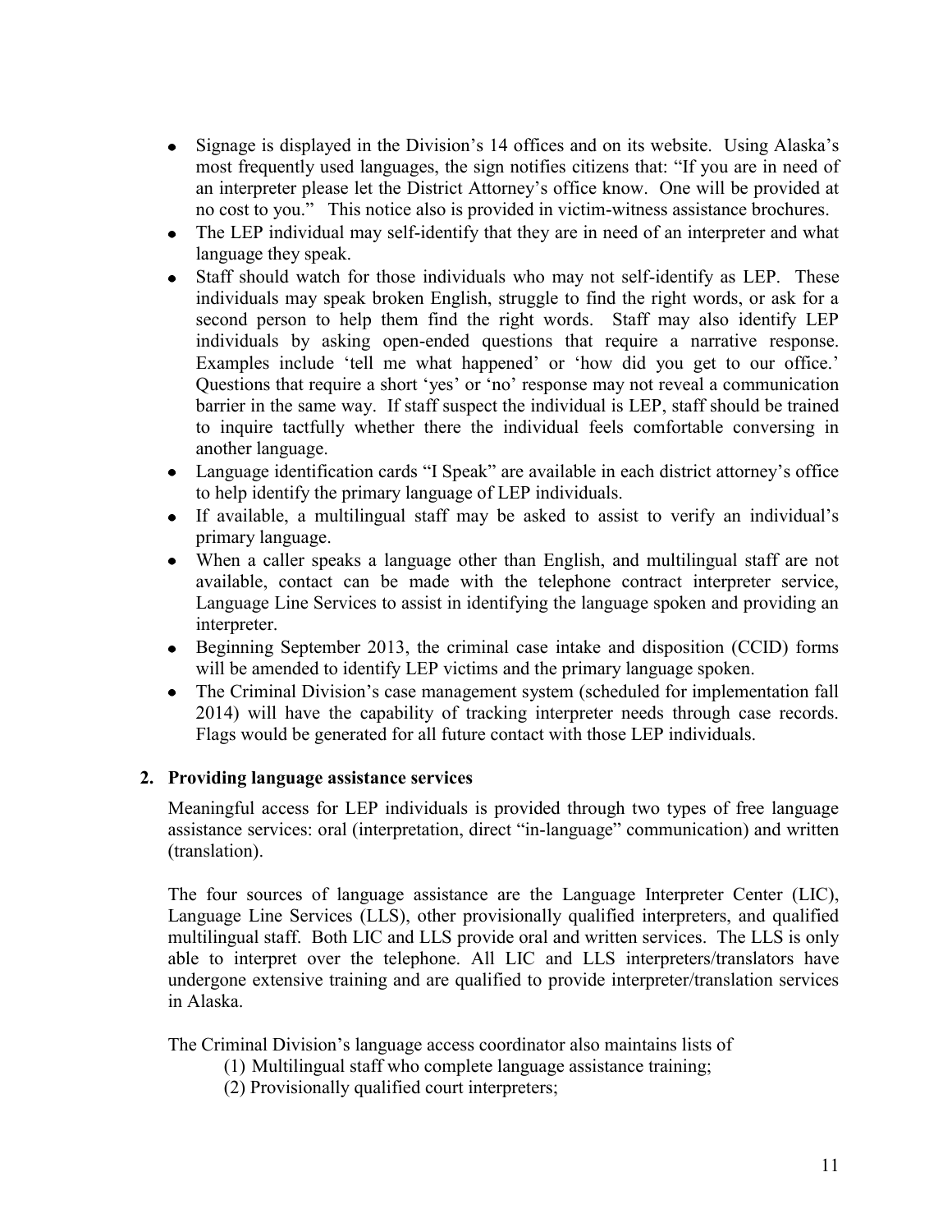- Signage is displayed in the Division's 14 offices and on its website. Using Alaska's most frequently used languages, the sign notifies citizens that: "If you are in need of an interpreter please let the District Attorney's office know. One will be provided at no cost to you." This notice also is provided in victim-witness assistance brochures.
- The LEP individual may self-identify that they are in need of an interpreter and what language they speak.
- Staff should watch for those individuals who may not self-identify as LEP. These individuals may speak broken English, struggle to find the right words, or ask for a second person to help them find the right words. Staff may also identify LEP individuals by asking open-ended questions that require a narrative response. Examples include 'tell me what happened' or 'how did you get to our office.' Questions that require a short 'yes' or 'no' response may not reveal a communication barrier in the same way. If staff suspect the individual is LEP, staff should be trained to inquire tactfully whether there the individual feels comfortable conversing in another language.
- Language identification cards "I Speak" are available in each district attorney's office to help identify the primary language of LEP individuals.
- If available, a multilingual staff may be asked to assist to verify an individual's primary language.
- When a caller speaks a language other than English, and multilingual staff are not available, contact can be made with the telephone contract interpreter service, Language Line Services to assist in identifying the language spoken and providing an interpreter.
- Beginning September 2013, the criminal case intake and disposition (CCID) forms will be amended to identify LEP victims and the primary language spoken.
- The Criminal Division's case management system (scheduled for implementation fall 2014) will have the capability of tracking interpreter needs through case records. Flags would be generated for all future contact with those LEP individuals.

## 2. Providing language assistance services

Meaningful access for LEP individuals is provided through two types of free language assistance services: oral (interpretation, direct "in-language" communication) and written (translation).

The four sources of language assistance are the Language Interpreter Center (LIC), Language Line Services (LLS), other provisionally qualified interpreters, and qualified multilingual staff. Both LIC and LLS provide oral and written services. The LLS is only able to interpret over the telephone. All LIC and LLS interpreters/translators have undergone extensive training and are qualified to provide interpreter/translation services in Alaska.

The Criminal Division's language access coordinator also maintains lists of

(1) Multilingual staff who complete language assistance training;
(2) Provisionally qualified court interpreters;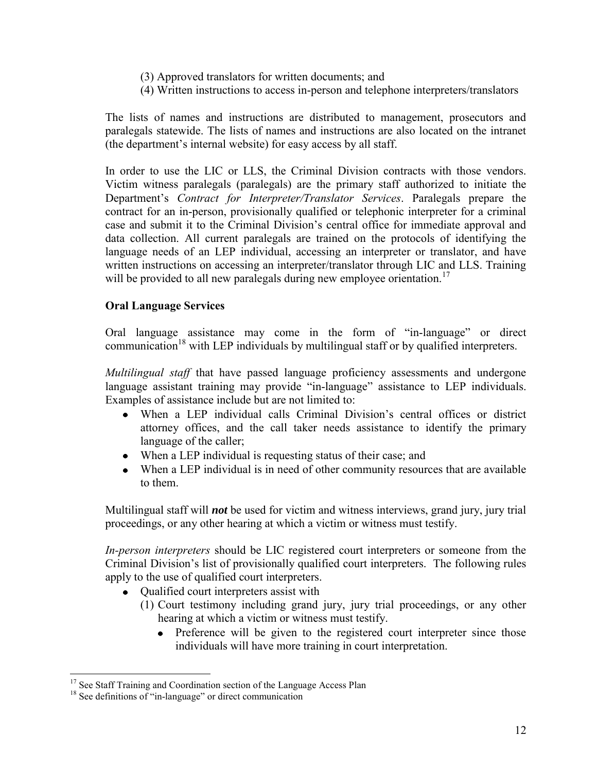(3) Approved translators for written documents; and
(4) Written instructions to access in-person and telephone interpreters/translators

The lists of names and instructions are distributed to management, prosecutors and paralegals statewide. The lists of names and instructions are also located on the intranet (the department's internal website) for easy access by all staff.

In order to use the LIC or LLS, the Criminal Division contracts with those vendors. Victim witness paralegals (paralegals) are the primary staff authorized to initiate the Department's *Contract for Interpreter/Translator Services*. Paralegals prepare the contract for an in-person, provisionally qualified or telephonic interpreter for a criminal case and submit it to the Criminal Division's central office for immediate approval and data collection. All current paralegals are trained on the protocols of identifying the language needs of an LEP individual, accessing an interpreter or translator, and have written instructions on accessing an interpreter/translator through LIC and LLS. Training will be provided to all new paralegals during new employee orientation.[17]

**Oral Language Services**

Oral language assistance may come in the form of "in-language" or direct communication[18] with LEP individuals by multilingual staff or by qualified interpreters.

*Multilingual staff* that have passed language proficiency assessments and undergone language assistant training may provide "in-language" assistance to LEP individuals. Examples of assistance include but are not limited to:

- When a LEP individual calls Criminal Division's central offices or district attorney offices, and the call taker needs assistance to identify the primary language of the caller;
- When a LEP individual is requesting status of their case; and
- When a LEP individual is in need of other community resources that are available to them.

Multilingual staff will ***not*** be used for victim and witness interviews, grand jury, jury trial proceedings, or any other hearing at which a victim or witness must testify.

*In-person interpreters* should be LIC registered court interpreters or someone from the Criminal Division's list of provisionally qualified court interpreters. The following rules apply to the use of qualified court interpreters.

- Qualified court interpreters assist with
  (1) Court testimony including grand jury, jury trial proceedings, or any other hearing at which a victim or witness must testify.
    - Preference will be given to the registered court interpreter since those individuals will have more training in court interpretation.

[17] See Staff Training and Coordination section of the Language Access Plan

[18] See definitions of "in-language" or direct communication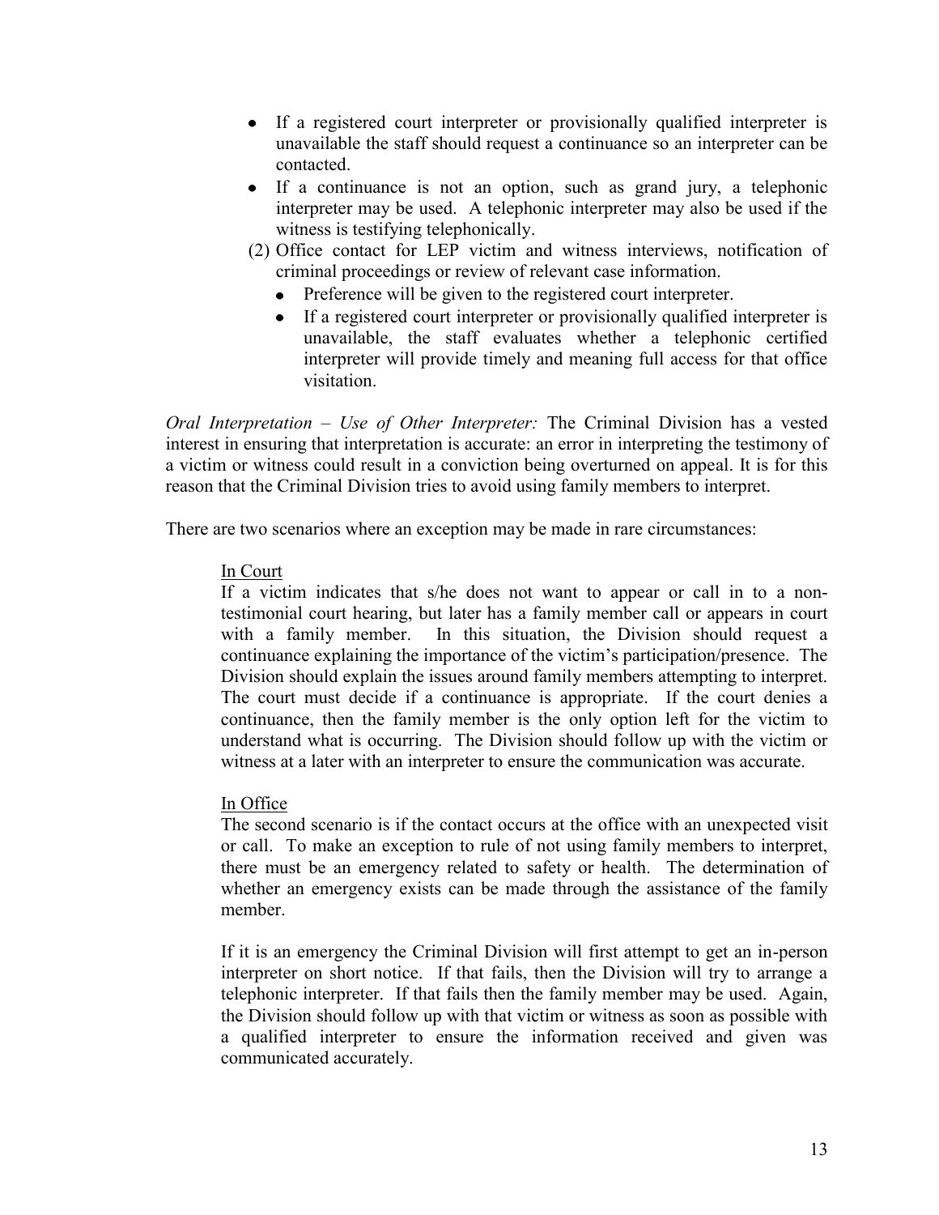- If a registered court interpreter or provisionally qualified interpreter is unavailable the staff should request a continuance so an interpreter can be contacted.
- If a continuance is not an option, such as grand jury, a telephonic interpreter may be used. A telephonic interpreter may also be used if the witness is testifying telephonically.

(2) Office contact for LEP victim and witness interviews, notification of criminal proceedings or review of relevant case information.

- Preference will be given to the registered court interpreter.
- If a registered court interpreter or provisionally qualified interpreter is unavailable, the staff evaluates whether a telephonic certified interpreter will provide timely and meaning full access for that office visitation.

*Oral Interpretation – Use of Other Interpreter:* The Criminal Division has a vested interest in ensuring that interpretation is accurate: an error in interpreting the testimony of a victim or witness could result in a conviction being overturned on appeal. It is for this reason that the Criminal Division tries to avoid using family members to interpret.

There are two scenarios where an exception may be made in rare circumstances:

<u>In Court</u>

If a victim indicates that s/he does not want to appear or call in to a non-testimonial court hearing, but later has a family member call or appears in court with a family member. In this situation, the Division should request a continuance explaining the importance of the victim's participation/presence. The Division should explain the issues around family members attempting to interpret. The court must decide if a continuance is appropriate. If the court denies a continuance, then the family member is the only option left for the victim to understand what is occurring. The Division should follow up with the victim or witness at a later with an interpreter to ensure the communication was accurate.

<u>In Office</u>

The second scenario is if the contact occurs at the office with an unexpected visit or call. To make an exception to rule of not using family members to interpret, there must be an emergency related to safety or health. The determination of whether an emergency exists can be made through the assistance of the family member.

If it is an emergency the Criminal Division will first attempt to get an in-person interpreter on short notice. If that fails, then the Division will try to arrange a telephonic interpreter. If that fails then the family member may be used. Again, the Division should follow up with that victim or witness as soon as possible with a qualified interpreter to ensure the information received and given was communicated accurately.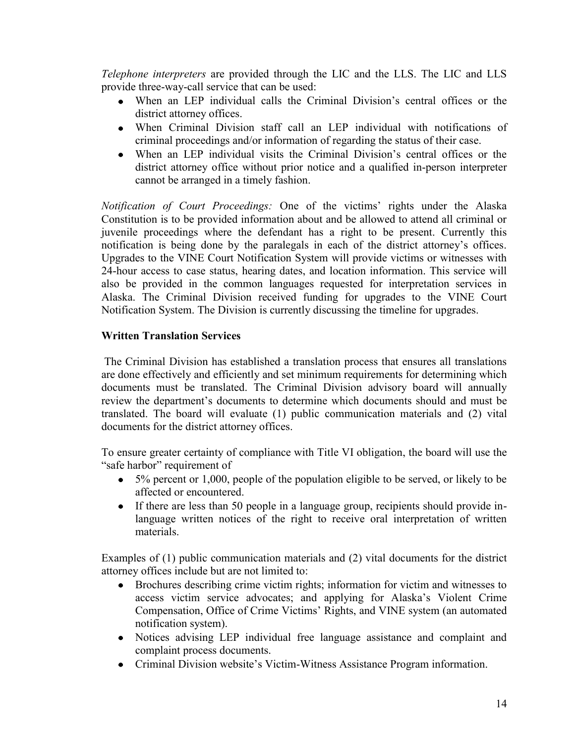*Telephone interpreters* are provided through the LIC and the LLS. The LIC and LLS provide three-way-call service that can be used:

- When an LEP individual calls the Criminal Division's central offices or the district attorney offices.
- When Criminal Division staff call an LEP individual with notifications of criminal proceedings and/or information of regarding the status of their case.
- When an LEP individual visits the Criminal Division's central offices or the district attorney office without prior notice and a qualified in-person interpreter cannot be arranged in a timely fashion.

*Notification of Court Proceedings:* One of the victims' rights under the Alaska Constitution is to be provided information about and be allowed to attend all criminal or juvenile proceedings where the defendant has a right to be present. Currently this notification is being done by the paralegals in each of the district attorney's offices. Upgrades to the VINE Court Notification System will provide victims or witnesses with 24-hour access to case status, hearing dates, and location information. This service will also be provided in the common languages requested for interpretation services in Alaska. The Criminal Division received funding for upgrades to the VINE Court Notification System. The Division is currently discussing the timeline for upgrades.

**Written Translation Services**

The Criminal Division has established a translation process that ensures all translations are done effectively and efficiently and set minimum requirements for determining which documents must be translated. The Criminal Division advisory board will annually review the department's documents to determine which documents should and must be translated. The board will evaluate (1) public communication materials and (2) vital documents for the district attorney offices.

To ensure greater certainty of compliance with Title VI obligation, the board will use the "safe harbor" requirement of

- 5% percent or 1,000, people of the population eligible to be served, or likely to be affected or encountered.
- If there are less than 50 people in a language group, recipients should provide in-language written notices of the right to receive oral interpretation of written materials.

Examples of (1) public communication materials and (2) vital documents for the district attorney offices include but are not limited to:

- Brochures describing crime victim rights; information for victim and witnesses to access victim service advocates; and applying for Alaska's Violent Crime Compensation, Office of Crime Victims' Rights, and VINE system (an automated notification system).
- Notices advising LEP individual free language assistance and complaint and complaint process documents.
- Criminal Division website's Victim-Witness Assistance Program information.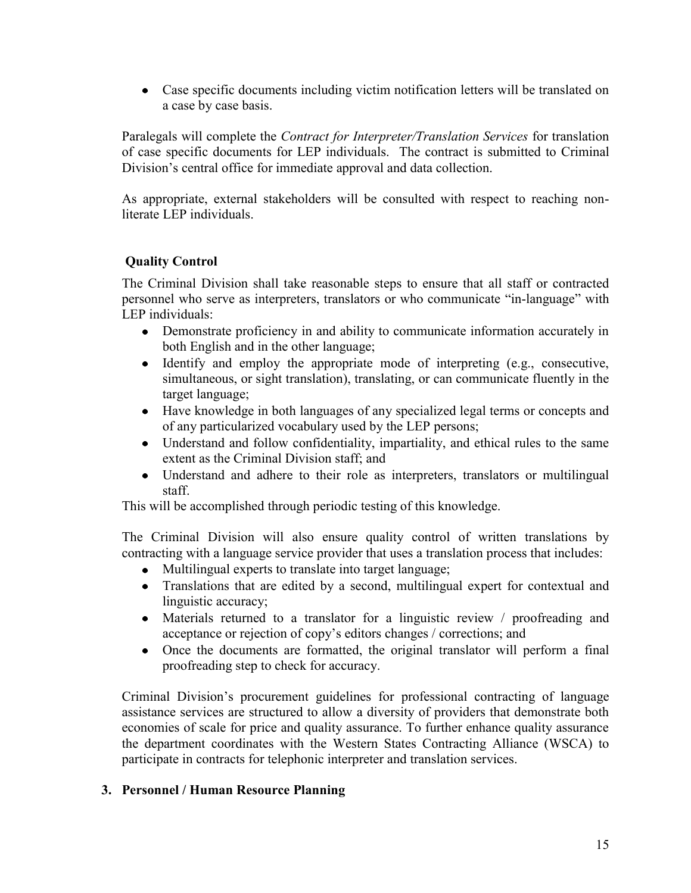- Case specific documents including victim notification letters will be translated on a case by case basis.

Paralegals will complete the *Contract for Interpreter/Translation Services* for translation of case specific documents for LEP individuals. The contract is submitted to Criminal Division's central office for immediate approval and data collection.

As appropriate, external stakeholders will be consulted with respect to reaching non-literate LEP individuals.

**Quality Control**

The Criminal Division shall take reasonable steps to ensure that all staff or contracted personnel who serve as interpreters, translators or who communicate "in-language" with LEP individuals:

- Demonstrate proficiency in and ability to communicate information accurately in both English and in the other language;
- Identify and employ the appropriate mode of interpreting (e.g., consecutive, simultaneous, or sight translation), translating, or can communicate fluently in the target language;
- Have knowledge in both languages of any specialized legal terms or concepts and of any particularized vocabulary used by the LEP persons;
- Understand and follow confidentiality, impartiality, and ethical rules to the same extent as the Criminal Division staff; and
- Understand and adhere to their role as interpreters, translators or multilingual staff.

This will be accomplished through periodic testing of this knowledge.

The Criminal Division will also ensure quality control of written translations by contracting with a language service provider that uses a translation process that includes:

- Multilingual experts to translate into target language;
- Translations that are edited by a second, multilingual expert for contextual and linguistic accuracy;
- Materials returned to a translator for a linguistic review / proofreading and acceptance or rejection of copy's editors changes / corrections; and
- Once the documents are formatted, the original translator will perform a final proofreading step to check for accuracy.

Criminal Division's procurement guidelines for professional contracting of language assistance services are structured to allow a diversity of providers that demonstrate both economies of scale for price and quality assurance. To further enhance quality assurance the department coordinates with the Western States Contracting Alliance (WSCA) to participate in contracts for telephonic interpreter and translation services.

**3. Personnel / Human Resource Planning**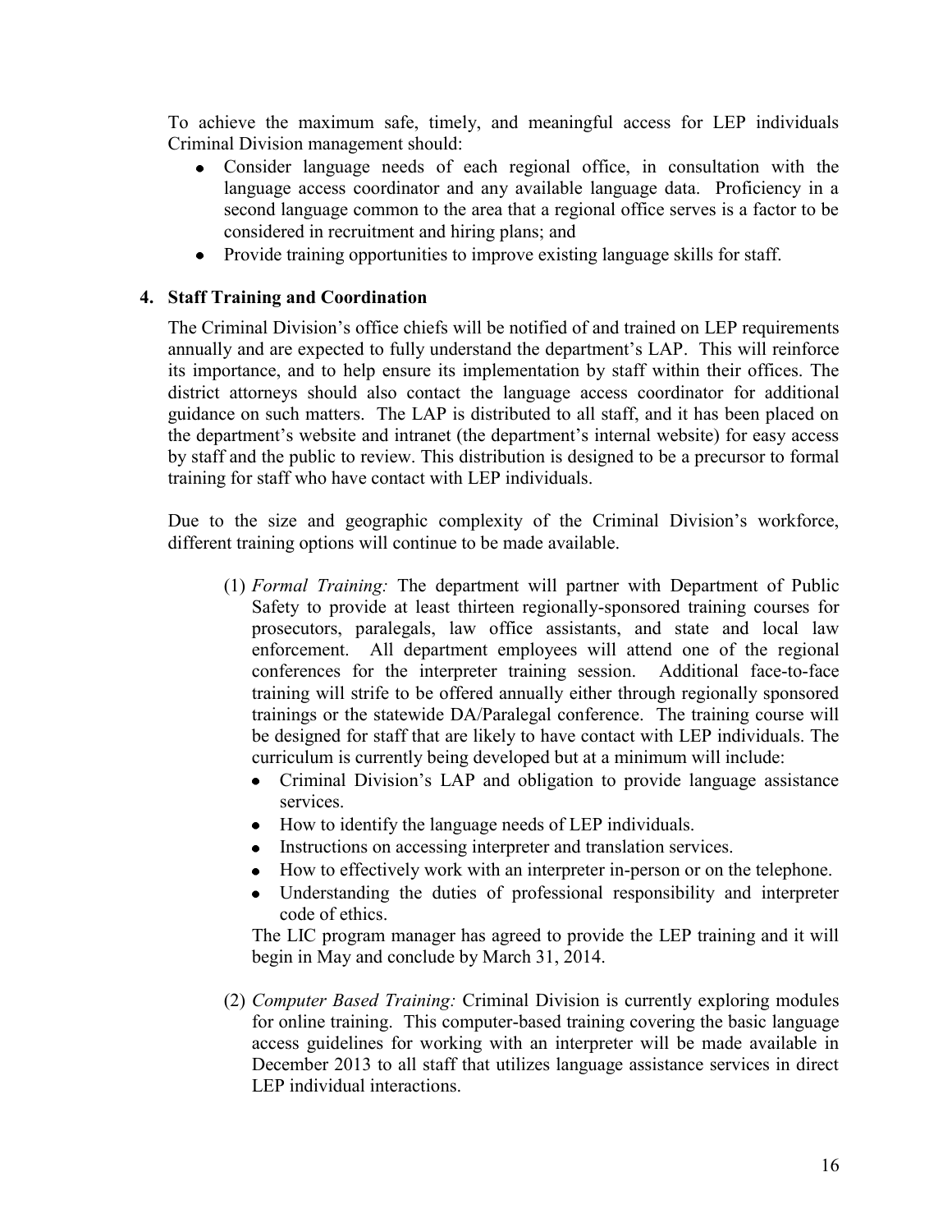To achieve the maximum safe, timely, and meaningful access for LEP individuals Criminal Division management should:

- Consider language needs of each regional office, in consultation with the language access coordinator and any available language data. Proficiency in a second language common to the area that a regional office serves is a factor to be considered in recruitment and hiring plans; and
- Provide training opportunities to improve existing language skills for staff.

### 4. Staff Training and Coordination

The Criminal Division's office chiefs will be notified of and trained on LEP requirements annually and are expected to fully understand the department's LAP. This will reinforce its importance, and to help ensure its implementation by staff within their offices. The district attorneys should also contact the language access coordinator for additional guidance on such matters. The LAP is distributed to all staff, and it has been placed on the department's website and intranet (the department's internal website) for easy access by staff and the public to review. This distribution is designed to be a precursor to formal training for staff who have contact with LEP individuals.

Due to the size and geographic complexity of the Criminal Division's workforce, different training options will continue to be made available.

(1) *Formal Training:* The department will partner with Department of Public Safety to provide at least thirteen regionally-sponsored training courses for prosecutors, paralegals, law office assistants, and state and local law enforcement. All department employees will attend one of the regional conferences for the interpreter training session. Additional face-to-face training will strife to be offered annually either through regionally sponsored trainings or the statewide DA/Paralegal conference. The training course will be designed for staff that are likely to have contact with LEP individuals. The curriculum is currently being developed but at a minimum will include:

- Criminal Division's LAP and obligation to provide language assistance services.
- How to identify the language needs of LEP individuals.
- Instructions on accessing interpreter and translation services.
- How to effectively work with an interpreter in-person or on the telephone.
- Understanding the duties of professional responsibility and interpreter code of ethics.

The LIC program manager has agreed to provide the LEP training and it will begin in May and conclude by March 31, 2014.

(2) *Computer Based Training:* Criminal Division is currently exploring modules for online training. This computer-based training covering the basic language access guidelines for working with an interpreter will be made available in December 2013 to all staff that utilizes language assistance services in direct LEP individual interactions.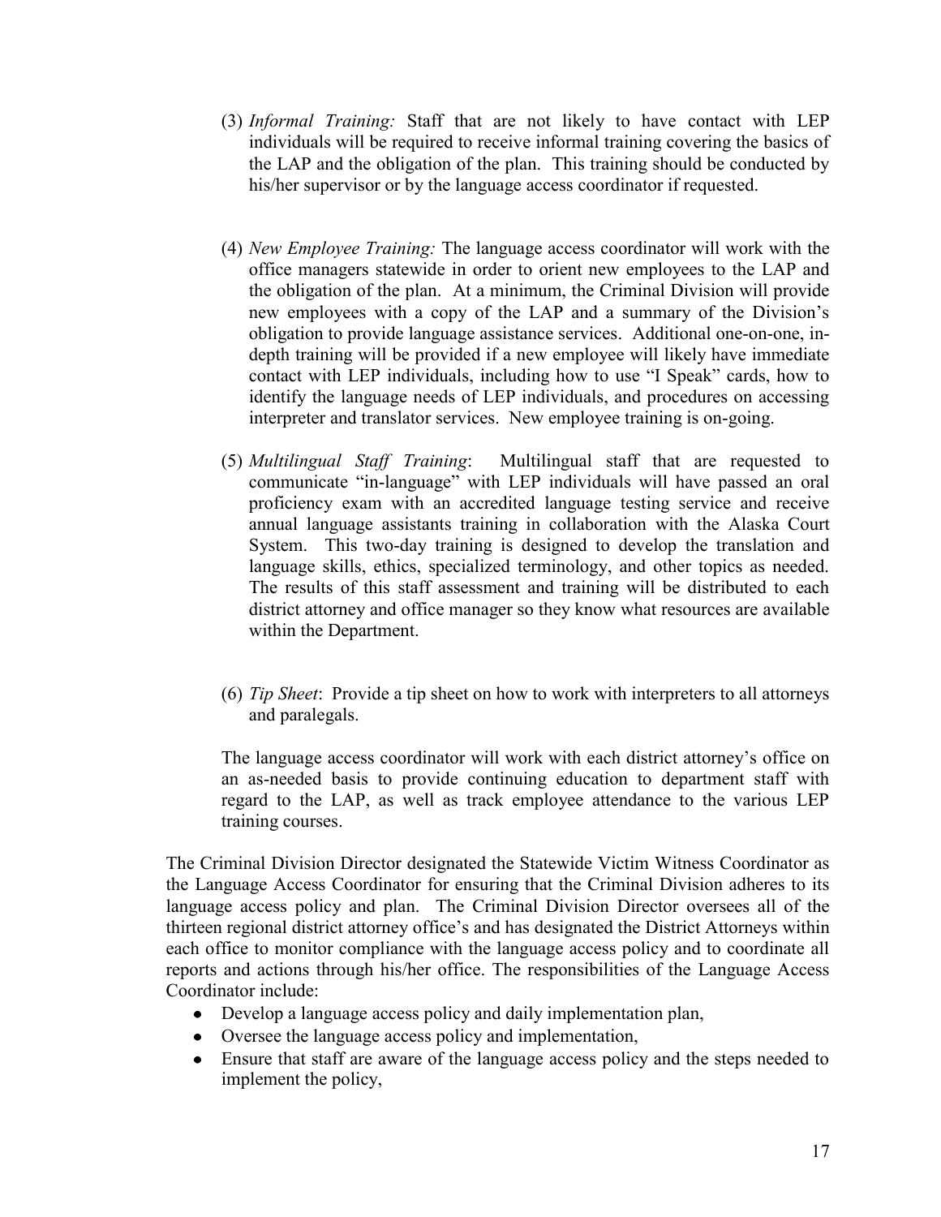(3) *Informal Training:* Staff that are not likely to have contact with LEP individuals will be required to receive informal training covering the basics of the LAP and the obligation of the plan. This training should be conducted by his/her supervisor or by the language access coordinator if requested.

(4) *New Employee Training:* The language access coordinator will work with the office managers statewide in order to orient new employees to the LAP and the obligation of the plan. At a minimum, the Criminal Division will provide new employees with a copy of the LAP and a summary of the Division's obligation to provide language assistance services. Additional one-on-one, in-depth training will be provided if a new employee will likely have immediate contact with LEP individuals, including how to use "I Speak" cards, how to identify the language needs of LEP individuals, and procedures on accessing interpreter and translator services. New employee training is on-going.

(5) *Multilingual Staff Training*: Multilingual staff that are requested to communicate "in-language" with LEP individuals will have passed an oral proficiency exam with an accredited language testing service and receive annual language assistants training in collaboration with the Alaska Court System. This two-day training is designed to develop the translation and language skills, ethics, specialized terminology, and other topics as needed. The results of this staff assessment and training will be distributed to each district attorney and office manager so they know what resources are available within the Department.

(6) *Tip Sheet*: Provide a tip sheet on how to work with interpreters to all attorneys and paralegals.

The language access coordinator will work with each district attorney's office on an as-needed basis to provide continuing education to department staff with regard to the LAP, as well as track employee attendance to the various LEP training courses.

The Criminal Division Director designated the Statewide Victim Witness Coordinator as the Language Access Coordinator for ensuring that the Criminal Division adheres to its language access policy and plan. The Criminal Division Director oversees all of the thirteen regional district attorney office's and has designated the District Attorneys within each office to monitor compliance with the language access policy and to coordinate all reports and actions through his/her office. The responsibilities of the Language Access Coordinator include:

- Develop a language access policy and daily implementation plan,
- Oversee the language access policy and implementation,
- Ensure that staff are aware of the language access policy and the steps needed to implement the policy,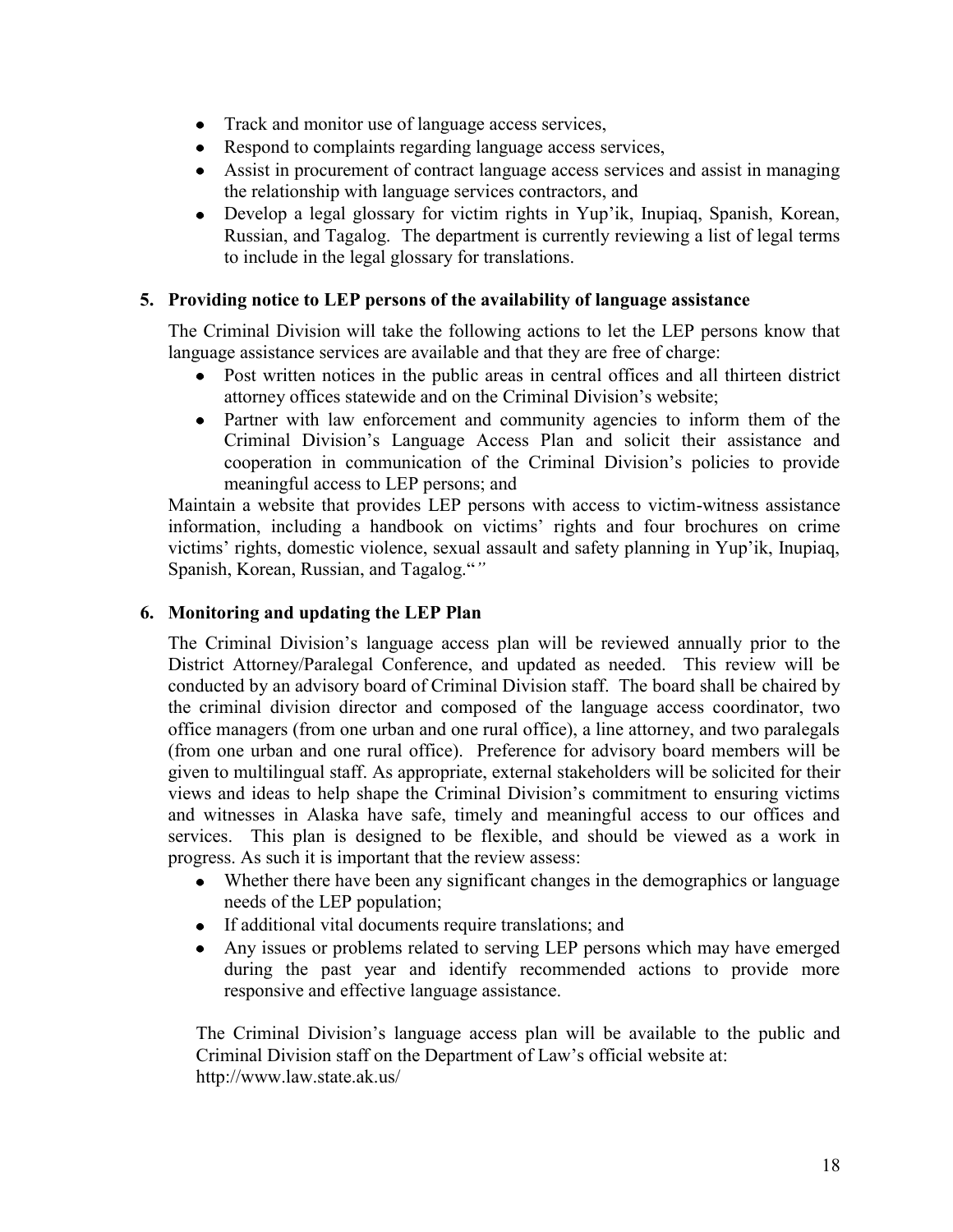- Track and monitor use of language access services,
- Respond to complaints regarding language access services,
- Assist in procurement of contract language access services and assist in managing the relationship with language services contractors, and
- Develop a legal glossary for victim rights in Yup'ik, Inupiaq, Spanish, Korean, Russian, and Tagalog. The department is currently reviewing a list of legal terms to include in the legal glossary for translations.

**5. Providing notice to LEP persons of the availability of language assistance**

The Criminal Division will take the following actions to let the LEP persons know that language assistance services are available and that they are free of charge:

- Post written notices in the public areas in central offices and all thirteen district attorney offices statewide and on the Criminal Division's website;
- Partner with law enforcement and community agencies to inform them of the Criminal Division's Language Access Plan and solicit their assistance and cooperation in communication of the Criminal Division's policies to provide meaningful access to LEP persons; and

Maintain a website that provides LEP persons with access to victim-witness assistance information, including a handbook on victims' rights and four brochures on crime victims' rights, domestic violence, sexual assault and safety planning in Yup'ik, Inupiaq, Spanish, Korean, Russian, and Tagalog."*"*

**6. Monitoring and updating the LEP Plan**

The Criminal Division's language access plan will be reviewed annually prior to the District Attorney/Paralegal Conference, and updated as needed. This review will be conducted by an advisory board of Criminal Division staff. The board shall be chaired by the criminal division director and composed of the language access coordinator, two office managers (from one urban and one rural office), a line attorney, and two paralegals (from one urban and one rural office). Preference for advisory board members will be given to multilingual staff. As appropriate, external stakeholders will be solicited for their views and ideas to help shape the Criminal Division's commitment to ensuring victims and witnesses in Alaska have safe, timely and meaningful access to our offices and services. This plan is designed to be flexible, and should be viewed as a work in progress. As such it is important that the review assess:

- Whether there have been any significant changes in the demographics or language needs of the LEP population;
- If additional vital documents require translations; and
- Any issues or problems related to serving LEP persons which may have emerged during the past year and identify recommended actions to provide more responsive and effective language assistance.

The Criminal Division's language access plan will be available to the public and Criminal Division staff on the Department of Law's official website at: http://www.law.state.ak.us/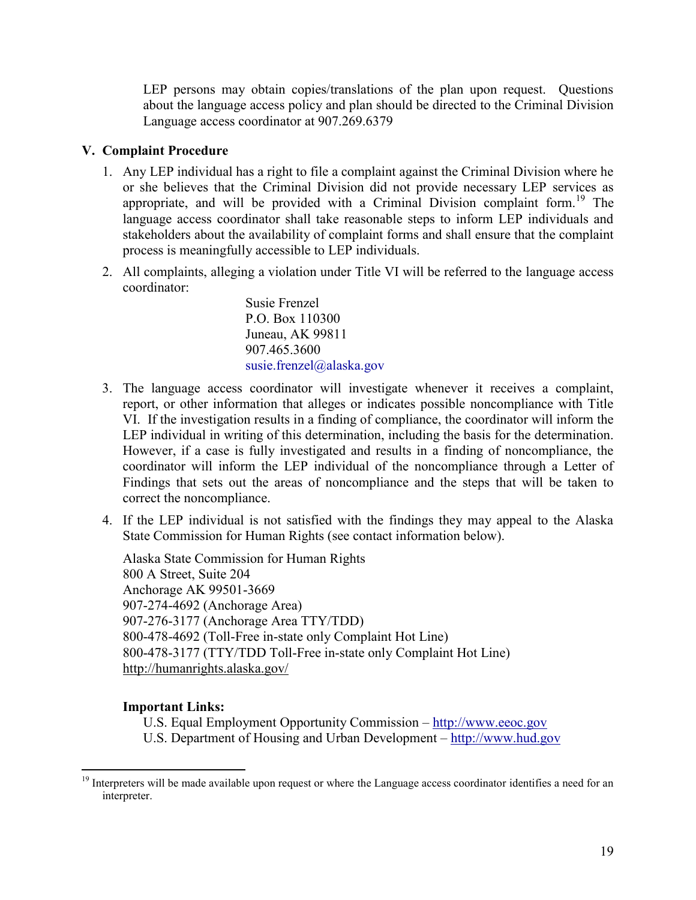LEP persons may obtain copies/translations of the plan upon request. Questions about the language access policy and plan should be directed to the Criminal Division Language access coordinator at 907.269.6379

## V. Complaint Procedure

1. Any LEP individual has a right to file a complaint against the Criminal Division where he or she believes that the Criminal Division did not provide necessary LEP services as appropriate, and will be provided with a Criminal Division complaint form.[19] The language access coordinator shall take reasonable steps to inform LEP individuals and stakeholders about the availability of complaint forms and shall ensure that the complaint process is meaningfully accessible to LEP individuals.

2. All complaints, alleging a violation under Title VI will be referred to the language access coordinator:

   Susie Frenzel
   P.O. Box 110300
   Juneau, AK 99811
   907.465.3600
   susie.frenzel@alaska.gov

3. The language access coordinator will investigate whenever it receives a complaint, report, or other information that alleges or indicates possible noncompliance with Title VI. If the investigation results in a finding of compliance, the coordinator will inform the LEP individual in writing of this determination, including the basis for the determination. However, if a case is fully investigated and results in a finding of noncompliance, the coordinator will inform the LEP individual of the noncompliance through a Letter of Findings that sets out the areas of noncompliance and the steps that will be taken to correct the noncompliance.

4. If the LEP individual is not satisfied with the findings they may appeal to the Alaska State Commission for Human Rights (see contact information below).

   Alaska State Commission for Human Rights
   800 A Street, Suite 204
   Anchorage AK 99501-3669
   907-274-4692 (Anchorage Area)
   907-276-3177 (Anchorage Area TTY/TDD)
   800-478-4692 (Toll-Free in-state only Complaint Hot Line)
   800-478-3177 (TTY/TDD Toll-Free in-state only Complaint Hot Line)
   http://humanrights.alaska.gov/

   **Important Links:**

   U.S. Equal Employment Opportunity Commission – http://www.eeoc.gov
   U.S. Department of Housing and Urban Development – http://www.hud.gov

---

[19] Interpreters will be made available upon request or where the Language access coordinator identifies a need for an interpreter.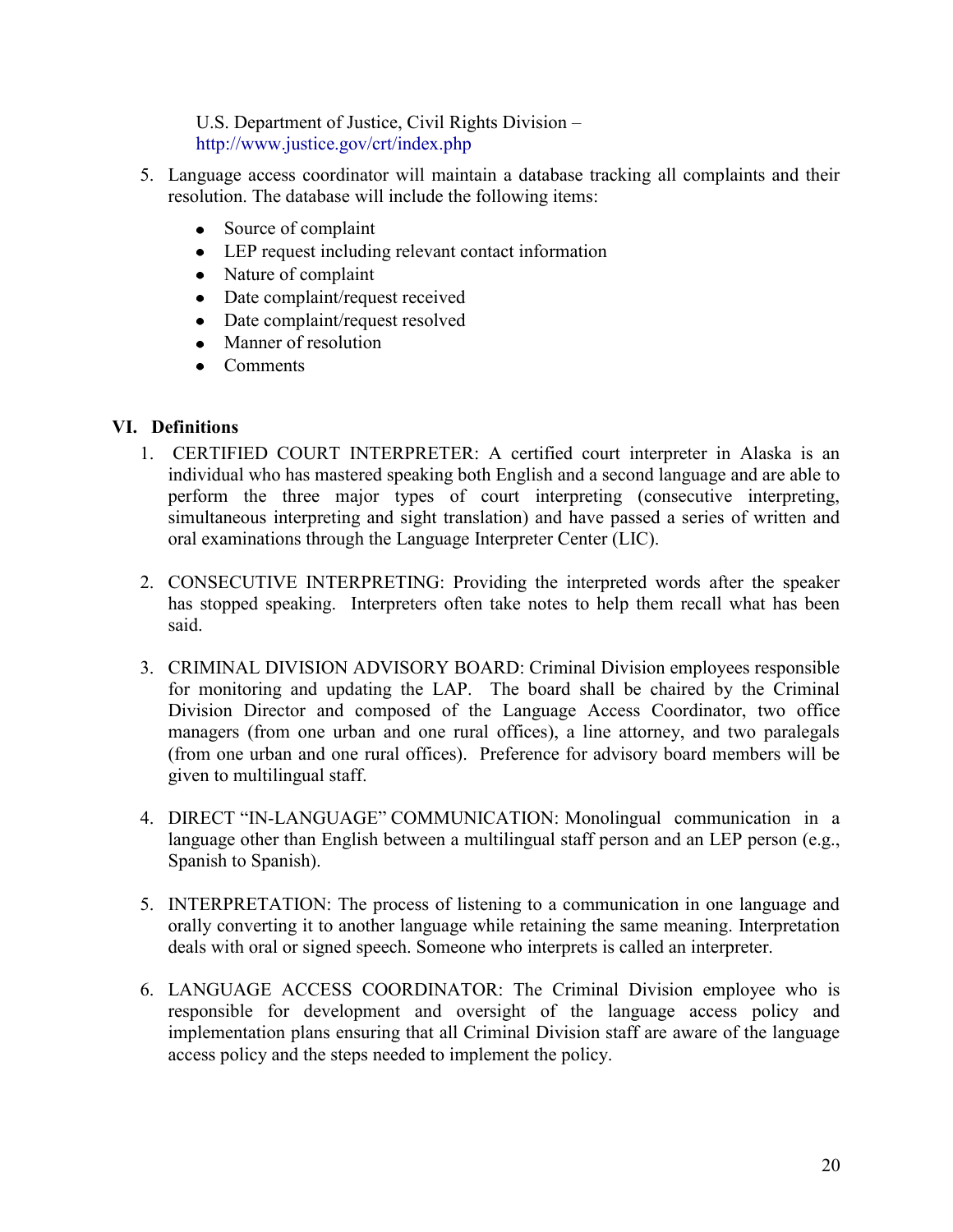U.S. Department of Justice, Civil Rights Division – http://www.justice.gov/crt/index.php

5. Language access coordinator will maintain a database tracking all complaints and their resolution. The database will include the following items:
   - Source of complaint
   - LEP request including relevant contact information
   - Nature of complaint
   - Date complaint/request received
   - Date complaint/request resolved
   - Manner of resolution
   - Comments

## VI. Definitions

1. CERTIFIED COURT INTERPRETER: A certified court interpreter in Alaska is an individual who has mastered speaking both English and a second language and are able to perform the three major types of court interpreting (consecutive interpreting, simultaneous interpreting and sight translation) and have passed a series of written and oral examinations through the Language Interpreter Center (LIC).

2. CONSECUTIVE INTERPRETING: Providing the interpreted words after the speaker has stopped speaking. Interpreters often take notes to help them recall what has been said.

3. CRIMINAL DIVISION ADVISORY BOARD: Criminal Division employees responsible for monitoring and updating the LAP. The board shall be chaired by the Criminal Division Director and composed of the Language Access Coordinator, two office managers (from one urban and one rural offices), a line attorney, and two paralegals (from one urban and one rural offices). Preference for advisory board members will be given to multilingual staff.

4. DIRECT "IN-LANGUAGE" COMMUNICATION: Monolingual communication in a language other than English between a multilingual staff person and an LEP person (e.g., Spanish to Spanish).

5. INTERPRETATION: The process of listening to a communication in one language and orally converting it to another language while retaining the same meaning. Interpretation deals with oral or signed speech. Someone who interprets is called an interpreter.

6. LANGUAGE ACCESS COORDINATOR: The Criminal Division employee who is responsible for development and oversight of the language access policy and implementation plans ensuring that all Criminal Division staff are aware of the language access policy and the steps needed to implement the policy.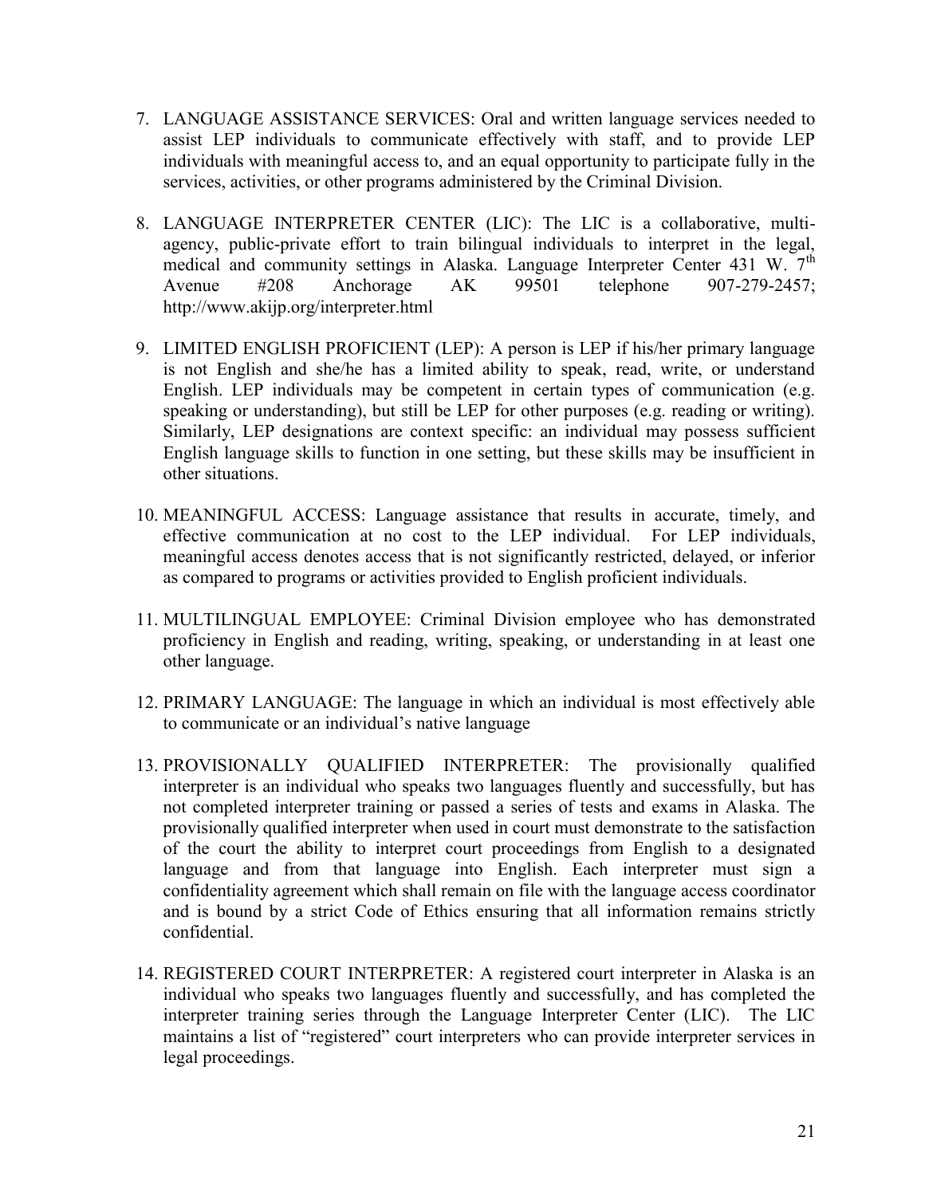7. LANGUAGE ASSISTANCE SERVICES: Oral and written language services needed to assist LEP individuals to communicate effectively with staff, and to provide LEP individuals with meaningful access to, and an equal opportunity to participate fully in the services, activities, or other programs administered by the Criminal Division.

8. LANGUAGE INTERPRETER CENTER (LIC): The LIC is a collaborative, multi-agency, public-private effort to train bilingual individuals to interpret in the legal, medical and community settings in Alaska. Language Interpreter Center 431 W. 7th Avenue #208 Anchorage AK 99501 telephone 907-279-2457; http://www.akijp.org/interpreter.html

9. LIMITED ENGLISH PROFICIENT (LEP): A person is LEP if his/her primary language is not English and she/he has a limited ability to speak, read, write, or understand English. LEP individuals may be competent in certain types of communication (e.g. speaking or understanding), but still be LEP for other purposes (e.g. reading or writing). Similarly, LEP designations are context specific: an individual may possess sufficient English language skills to function in one setting, but these skills may be insufficient in other situations.

10. MEANINGFUL ACCESS: Language assistance that results in accurate, timely, and effective communication at no cost to the LEP individual. For LEP individuals, meaningful access denotes access that is not significantly restricted, delayed, or inferior as compared to programs or activities provided to English proficient individuals.

11. MULTILINGUAL EMPLOYEE: Criminal Division employee who has demonstrated proficiency in English and reading, writing, speaking, or understanding in at least one other language.

12. PRIMARY LANGUAGE: The language in which an individual is most effectively able to communicate or an individual's native language

13. PROVISIONALLY QUALIFIED INTERPRETER: The provisionally qualified interpreter is an individual who speaks two languages fluently and successfully, but has not completed interpreter training or passed a series of tests and exams in Alaska. The provisionally qualified interpreter when used in court must demonstrate to the satisfaction of the court the ability to interpret court proceedings from English to a designated language and from that language into English. Each interpreter must sign a confidentiality agreement which shall remain on file with the language access coordinator and is bound by a strict Code of Ethics ensuring that all information remains strictly confidential.

14. REGISTERED COURT INTERPRETER: A registered court interpreter in Alaska is an individual who speaks two languages fluently and successfully, and has completed the interpreter training series through the Language Interpreter Center (LIC). The LIC maintains a list of "registered" court interpreters who can provide interpreter services in legal proceedings.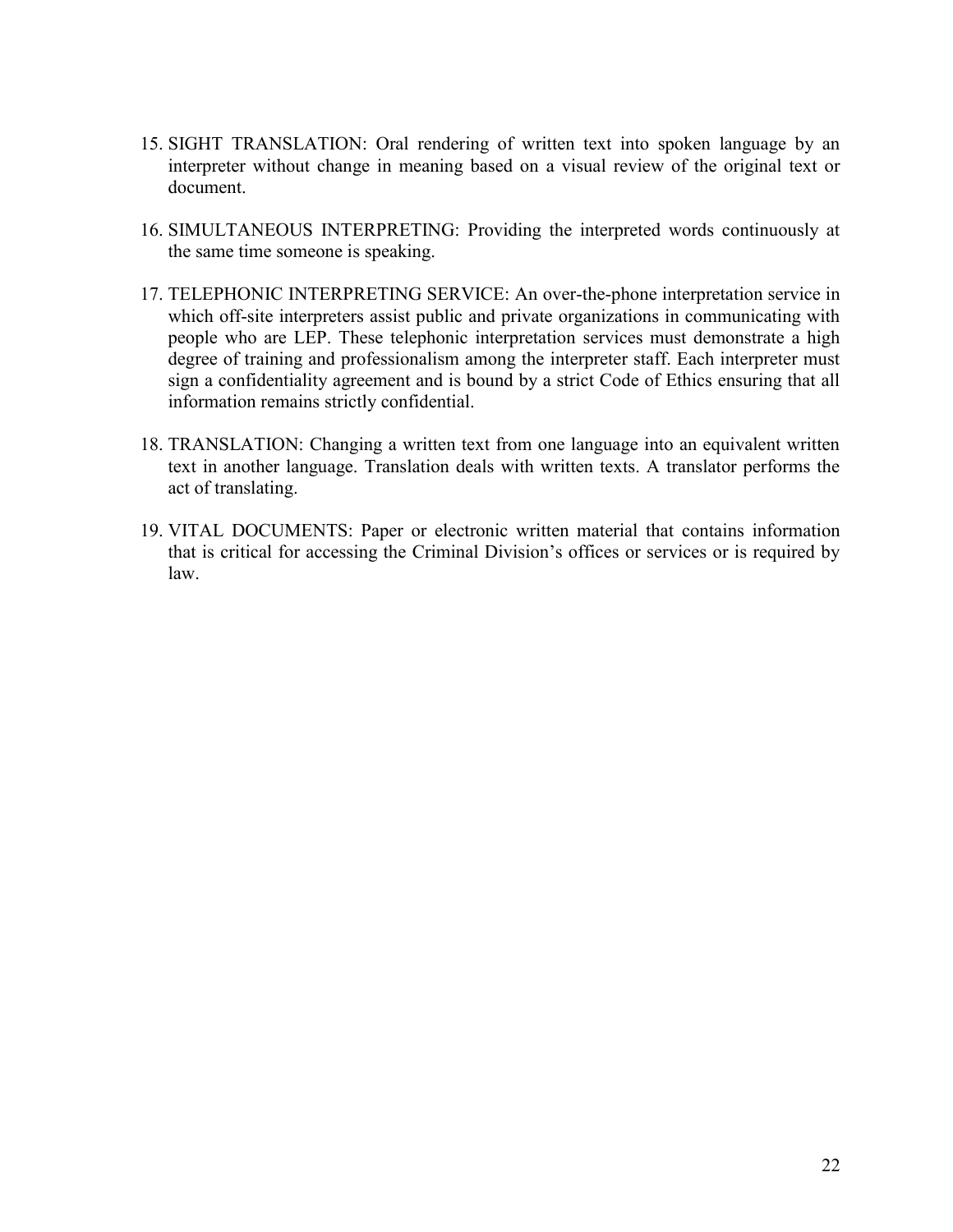15. SIGHT TRANSLATION: Oral rendering of written text into spoken language by an interpreter without change in meaning based on a visual review of the original text or document.

16. SIMULTANEOUS INTERPRETING: Providing the interpreted words continuously at the same time someone is speaking.

17. TELEPHONIC INTERPRETING SERVICE: An over-the-phone interpretation service in which off-site interpreters assist public and private organizations in communicating with people who are LEP. These telephonic interpretation services must demonstrate a high degree of training and professionalism among the interpreter staff. Each interpreter must sign a confidentiality agreement and is bound by a strict Code of Ethics ensuring that all information remains strictly confidential.

18. TRANSLATION: Changing a written text from one language into an equivalent written text in another language. Translation deals with written texts. A translator performs the act of translating.

19. VITAL DOCUMENTS: Paper or electronic written material that contains information that is critical for accessing the Criminal Division's offices or services or is required by law.